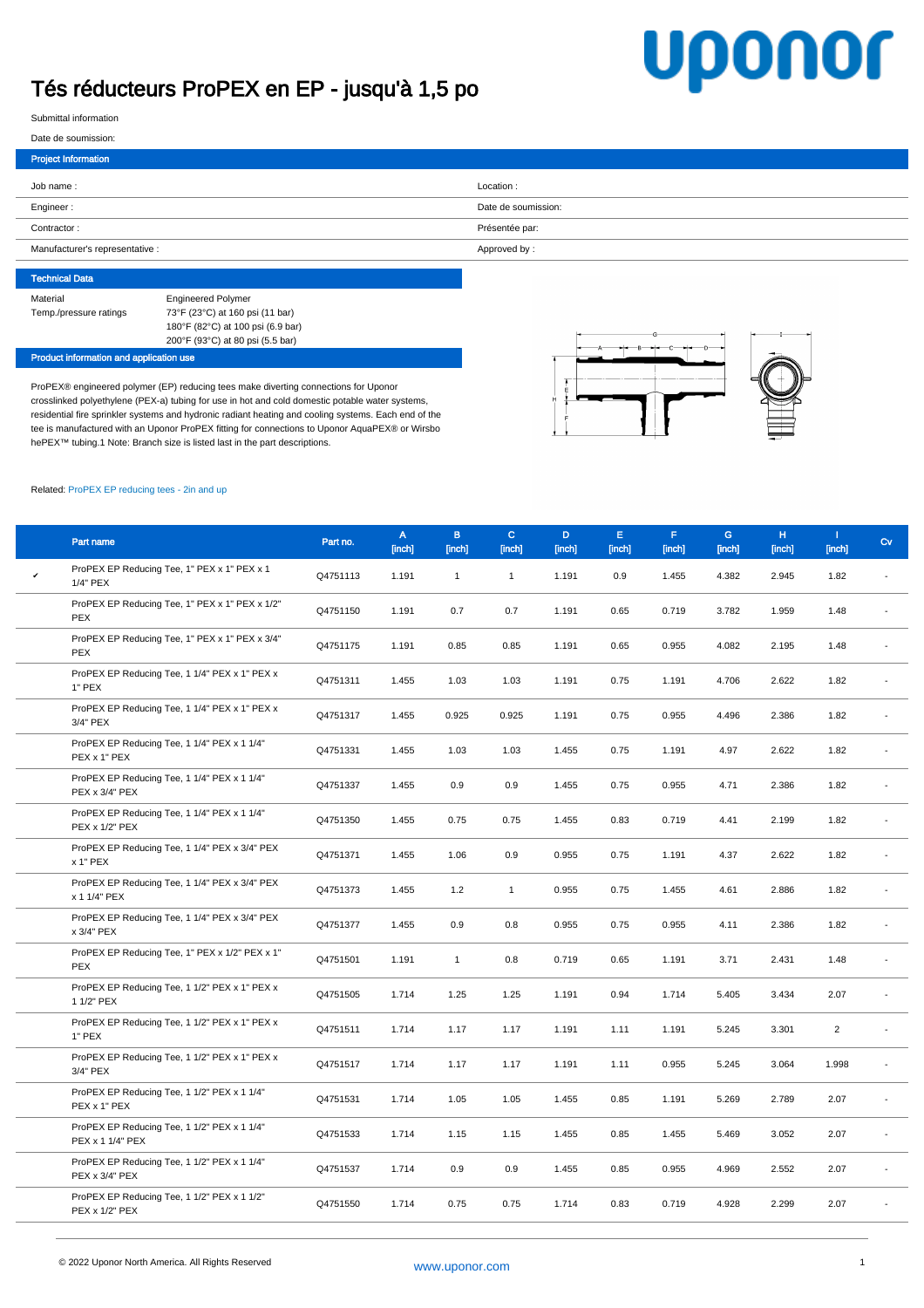# Tés réducteurs ProPEX en EP - jusqu'à 1,5 po

Submittal information

Date de soumission:

## Project Information

| | |
|---|---|
| Job name : | Location : |
| Engineer : | Date de soumission: |
| Contractor : | Présentée par: |
| Manufacturer's representative : | Approved by : |

## Technical Data

| | |
|---|---|
| Material | Engineered Polymer |
| Temp./pressure ratings | 73°F (23°C) at 160 psi (11 bar)<br>180°F (82°C) at 100 psi (6.9 bar)<br>200°F (93°C) at 80 psi (5.5 bar) |

## Product information and application use

ProPEX® engineered polymer (EP) reducing tees make diverting connections for Uponor crosslinked polyethylene (PEX-a) tubing for use in hot and cold domestic potable water systems, residential fire sprinkler systems and hydronic radiant heating and cooling systems. Each end of the tee is manufactured with an Uponor ProPEX fitting for connections to Uponor AquaPEX® or Wirsbo hePEX™ tubing.1 Note: Branch size is listed last in the part descriptions.

Related: ProPEX EP reducing tees - 2in and up

| | Part name | Part no. | A [inch] | B [inch] | C [inch] | D [inch] | E [inch] | F [inch] | G [inch] | H [inch] | I [inch] | Cv |
|---|---|---|---|---|---|---|---|---|---|---|---|---|
| ✔ | ProPEX EP Reducing Tee, 1" PEX x 1" PEX x 1 1/4" PEX | Q4751113 | 1.191 | 1 | 1 | 1.191 | 0.9 | 1.455 | 4.382 | 2.945 | 1.82 | - |
| | ProPEX EP Reducing Tee, 1" PEX x 1" PEX x 1/2" PEX | Q4751150 | 1.191 | 0.7 | 0.7 | 1.191 | 0.65 | 0.719 | 3.782 | 1.959 | 1.48 | - |
| | ProPEX EP Reducing Tee, 1" PEX x 1" PEX x 3/4" PEX | Q4751175 | 1.191 | 0.85 | 0.85 | 1.191 | 0.65 | 0.955 | 4.082 | 2.195 | 1.48 | - |
| | ProPEX EP Reducing Tee, 1 1/4" PEX x 1" PEX x 1" PEX | Q4751311 | 1.455 | 1.03 | 1.03 | 1.191 | 0.75 | 1.191 | 4.706 | 2.622 | 1.82 | - |
| | ProPEX EP Reducing Tee, 1 1/4" PEX x 1" PEX x 3/4" PEX | Q4751317 | 1.455 | 0.925 | 0.925 | 1.191 | 0.75 | 0.955 | 4.496 | 2.386 | 1.82 | - |
| | ProPEX EP Reducing Tee, 1 1/4" PEX x 1 1/4" PEX x 1" PEX | Q4751331 | 1.455 | 1.03 | 1.03 | 1.455 | 0.75 | 1.191 | 4.97 | 2.622 | 1.82 | - |
| | ProPEX EP Reducing Tee, 1 1/4" PEX x 1 1/4" PEX x 3/4" PEX | Q4751337 | 1.455 | 0.9 | 0.9 | 1.455 | 0.75 | 0.955 | 4.71 | 2.386 | 1.82 | - |
| | ProPEX EP Reducing Tee, 1 1/4" PEX x 1 1/4" PEX x 1/2" PEX | Q4751350 | 1.455 | 0.75 | 0.75 | 1.455 | 0.83 | 0.719 | 4.41 | 2.199 | 1.82 | - |
| | ProPEX EP Reducing Tee, 1 1/4" PEX x 3/4" PEX x 1" PEX | Q4751371 | 1.455 | 1.06 | 0.9 | 0.955 | 0.75 | 1.191 | 4.37 | 2.622 | 1.82 | - |
| | ProPEX EP Reducing Tee, 1 1/4" PEX x 3/4" PEX x 1 1/4" PEX | Q4751373 | 1.455 | 1.2 | 1 | 0.955 | 0.75 | 1.455 | 4.61 | 2.886 | 1.82 | - |
| | ProPEX EP Reducing Tee, 1 1/4" PEX x 3/4" PEX x 3/4" PEX | Q4751377 | 1.455 | 0.9 | 0.8 | 0.955 | 0.75 | 0.955 | 4.11 | 2.386 | 1.82 | - |
| | ProPEX EP Reducing Tee, 1" PEX x 1/2" PEX x 1" PEX | Q4751501 | 1.191 | 1 | 0.8 | 0.719 | 0.65 | 1.191 | 3.71 | 2.431 | 1.48 | - |
| | ProPEX EP Reducing Tee, 1 1/2" PEX x 1" PEX x 1 1/2" PEX | Q4751505 | 1.714 | 1.25 | 1.25 | 1.191 | 0.94 | 1.714 | 5.405 | 3.434 | 2.07 | - |
| | ProPEX EP Reducing Tee, 1 1/2" PEX x 1" PEX x 1" PEX | Q4751511 | 1.714 | 1.17 | 1.17 | 1.191 | 1.11 | 1.191 | 5.245 | 3.301 | 2 | - |
| | ProPEX EP Reducing Tee, 1 1/2" PEX x 1" PEX x 3/4" PEX | Q4751517 | 1.714 | 1.17 | 1.17 | 1.191 | 1.11 | 0.955 | 5.245 | 3.064 | 1.998 | - |
| | ProPEX EP Reducing Tee, 1 1/2" PEX x 1 1/4" PEX x 1" PEX | Q4751531 | 1.714 | 1.05 | 1.05 | 1.455 | 0.85 | 1.191 | 5.269 | 2.789 | 2.07 | - |
| | ProPEX EP Reducing Tee, 1 1/2" PEX x 1 1/4" PEX x 1 1/4" PEX | Q4751533 | 1.714 | 1.15 | 1.15 | 1.455 | 0.85 | 1.455 | 5.469 | 3.052 | 2.07 | - |
| | ProPEX EP Reducing Tee, 1 1/2" PEX x 1 1/4" PEX x 3/4" PEX | Q4751537 | 1.714 | 0.9 | 0.9 | 1.455 | 0.85 | 0.955 | 4.969 | 2.552 | 2.07 | - |
| | ProPEX EP Reducing Tee, 1 1/2" PEX x 1 1/2" PEX x 1/2" PEX | Q4751550 | 1.714 | 0.75 | 0.75 | 1.714 | 0.83 | 0.719 | 4.928 | 2.299 | 2.07 | - |

© 2022 Uponor North America. All Rights Reserved

www.uponor.com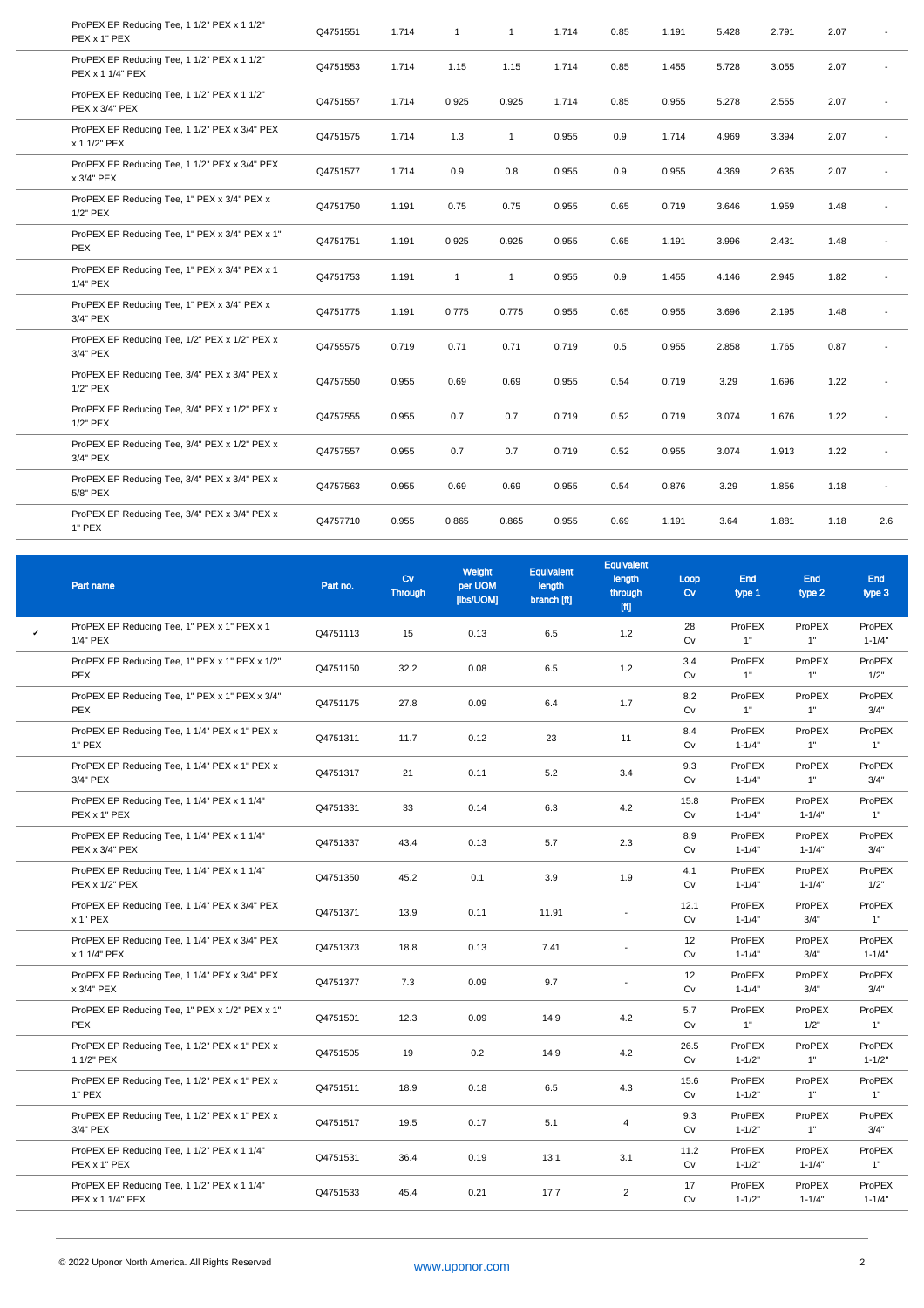| | | | | | | | | | | | |
|---|---|---|---|---|---|---|---|---|---|---|---|
| ProPEX EP Reducing Tee, 1 1/2" PEX x 1 1/2" PEX x 1" PEX | Q4751551 | 1.714 | 1 | 1 | 1.714 | 0.85 | 1.191 | 5.428 | 2.791 | 2.07 | - |
| ProPEX EP Reducing Tee, 1 1/2" PEX x 1 1/2" PEX x 1 1/4" PEX | Q4751553 | 1.714 | 1.15 | 1.15 | 1.714 | 0.85 | 1.455 | 5.728 | 3.055 | 2.07 | - |
| ProPEX EP Reducing Tee, 1 1/2" PEX x 1 1/2" PEX x 3/4" PEX | Q4751557 | 1.714 | 0.925 | 0.925 | 1.714 | 0.85 | 0.955 | 5.278 | 2.555 | 2.07 | - |
| ProPEX EP Reducing Tee, 1 1/2" PEX x 3/4" PEX x 1 1/2" PEX | Q4751575 | 1.714 | 1.3 | 1 | 0.955 | 0.9 | 1.714 | 4.969 | 3.394 | 2.07 | - |
| ProPEX EP Reducing Tee, 1 1/2" PEX x 3/4" PEX x 3/4" PEX | Q4751577 | 1.714 | 0.9 | 0.8 | 0.955 | 0.9 | 0.955 | 4.369 | 2.635 | 2.07 | - |
| ProPEX EP Reducing Tee, 1" PEX x 3/4" PEX x 1/2" PEX | Q4751750 | 1.191 | 0.75 | 0.75 | 0.955 | 0.65 | 0.719 | 3.646 | 1.959 | 1.48 | - |
| ProPEX EP Reducing Tee, 1" PEX x 3/4" PEX x 1" PEX | Q4751751 | 1.191 | 0.925 | 0.925 | 0.955 | 0.65 | 1.191 | 3.996 | 2.431 | 1.48 | - |
| ProPEX EP Reducing Tee, 1" PEX x 3/4" PEX x 1 1/4" PEX | Q4751753 | 1.191 | 1 | 1 | 0.955 | 0.9 | 1.455 | 4.146 | 2.945 | 1.82 | - |
| ProPEX EP Reducing Tee, 1" PEX x 3/4" PEX x 3/4" PEX | Q4751775 | 1.191 | 0.775 | 0.775 | 0.955 | 0.65 | 0.955 | 3.696 | 2.195 | 1.48 | - |
| ProPEX EP Reducing Tee, 1/2" PEX x 1/2" PEX x 3/4" PEX | Q4755575 | 0.719 | 0.71 | 0.71 | 0.719 | 0.5 | 0.955 | 2.858 | 1.765 | 0.87 | - |
| ProPEX EP Reducing Tee, 3/4" PEX x 3/4" PEX x 1/2" PEX | Q4757550 | 0.955 | 0.69 | 0.69 | 0.955 | 0.54 | 0.719 | 3.29 | 1.696 | 1.22 | - |
| ProPEX EP Reducing Tee, 3/4" PEX x 1/2" PEX x 1/2" PEX | Q4757555 | 0.955 | 0.7 | 0.7 | 0.719 | 0.52 | 0.719 | 3.074 | 1.676 | 1.22 | - |
| ProPEX EP Reducing Tee, 3/4" PEX x 1/2" PEX x 3/4" PEX | Q4757557 | 0.955 | 0.7 | 0.7 | 0.719 | 0.52 | 0.955 | 3.074 | 1.913 | 1.22 | - |
| ProPEX EP Reducing Tee, 3/4" PEX x 3/4" PEX x 5/8" PEX | Q4757563 | 0.955 | 0.69 | 0.69 | 0.955 | 0.54 | 0.876 | 3.29 | 1.856 | 1.18 | - |
| ProPEX EP Reducing Tee, 3/4" PEX x 3/4" PEX x 1" PEX | Q4757710 | 0.955 | 0.865 | 0.865 | 0.955 | 0.69 | 1.191 | 3.64 | 1.881 | 1.18 | 2.6 |

| | Part name | Part no. | Cv Through | Weight per UOM [lbs/UOM] | Equivalent length branch [ft] | Equivalent length through [ft] | Loop Cv | End type 1 | End type 2 | End type 3 |
|---|---|---|---|---|---|---|---|---|---|---|
| ✔ | ProPEX EP Reducing Tee, 1" PEX x 1" PEX x 1 1/4" PEX | Q4751113 | 15 | 0.13 | 6.5 | 1.2 | 28 Cv | ProPEX 1" | ProPEX 1" | ProPEX 1-1/4" |
| | ProPEX EP Reducing Tee, 1" PEX x 1" PEX x 1/2" PEX | Q4751150 | 32.2 | 0.08 | 6.5 | 1.2 | 3.4 Cv | ProPEX 1" | ProPEX 1" | ProPEX 1/2" |
| | ProPEX EP Reducing Tee, 1" PEX x 1" PEX x 3/4" PEX | Q4751175 | 27.8 | 0.09 | 6.4 | 1.7 | 8.2 Cv | ProPEX 1" | ProPEX 1" | ProPEX 3/4" |
| | ProPEX EP Reducing Tee, 1 1/4" PEX x 1" PEX x 1" PEX | Q4751311 | 11.7 | 0.12 | 23 | 11 | 8.4 Cv | ProPEX 1-1/4" | ProPEX 1" | ProPEX 1" |
| | ProPEX EP Reducing Tee, 1 1/4" PEX x 1" PEX x 3/4" PEX | Q4751317 | 21 | 0.11 | 5.2 | 3.4 | 9.3 Cv | ProPEX 1-1/4" | ProPEX 1" | ProPEX 3/4" |
| | ProPEX EP Reducing Tee, 1 1/4" PEX x 1 1/4" PEX x 1" PEX | Q4751331 | 33 | 0.14 | 6.3 | 4.2 | 15.8 Cv | ProPEX 1-1/4" | ProPEX 1-1/4" | ProPEX 1" |
| | ProPEX EP Reducing Tee, 1 1/4" PEX x 1 1/4" PEX x 3/4" PEX | Q4751337 | 43.4 | 0.13 | 5.7 | 2.3 | 8.9 Cv | ProPEX 1-1/4" | ProPEX 1-1/4" | ProPEX 3/4" |
| | ProPEX EP Reducing Tee, 1 1/4" PEX x 1 1/4" PEX x 1/2" PEX | Q4751350 | 45.2 | 0.1 | 3.9 | 1.9 | 4.1 Cv | ProPEX 1-1/4" | ProPEX 1-1/4" | ProPEX 1/2" |
| | ProPEX EP Reducing Tee, 1 1/4" PEX x 3/4" PEX x 1" PEX | Q4751371 | 13.9 | 0.11 | 11.91 | - | 12.1 Cv | ProPEX 1-1/4" | ProPEX 3/4" | ProPEX 1" |
| | ProPEX EP Reducing Tee, 1 1/4" PEX x 3/4" PEX x 1 1/4" PEX | Q4751373 | 18.8 | 0.13 | 7.41 | - | 12 Cv | ProPEX 1-1/4" | ProPEX 3/4" | ProPEX 1-1/4" |
| | ProPEX EP Reducing Tee, 1 1/4" PEX x 3/4" PEX x 3/4" PEX | Q4751377 | 7.3 | 0.09 | 9.7 | - | 12 Cv | ProPEX 1-1/4" | ProPEX 3/4" | ProPEX 3/4" |
| | ProPEX EP Reducing Tee, 1" PEX x 1/2" PEX x 1" PEX | Q4751501 | 12.3 | 0.09 | 14.9 | 4.2 | 5.7 Cv | ProPEX 1" | ProPEX 1/2" | ProPEX 1" |
| | ProPEX EP Reducing Tee, 1 1/2" PEX x 1" PEX x 1 1/2" PEX | Q4751505 | 19 | 0.2 | 14.9 | 4.2 | 26.5 Cv | ProPEX 1-1/2" | ProPEX 1" | ProPEX 1-1/2" |
| | ProPEX EP Reducing Tee, 1 1/2" PEX x 1" PEX x 1" PEX | Q4751511 | 18.9 | 0.18 | 6.5 | 4.3 | 15.6 Cv | ProPEX 1-1/2" | ProPEX 1" | ProPEX 1" |
| | ProPEX EP Reducing Tee, 1 1/2" PEX x 1" PEX x 3/4" PEX | Q4751517 | 19.5 | 0.17 | 5.1 | 4 | 9.3 Cv | ProPEX 1-1/2" | ProPEX 1" | ProPEX 3/4" |
| | ProPEX EP Reducing Tee, 1 1/2" PEX x 1 1/4" PEX x 1" PEX | Q4751531 | 36.4 | 0.19 | 13.1 | 3.1 | 11.2 Cv | ProPEX 1-1/2" | ProPEX 1-1/4" | ProPEX 1" |
| | ProPEX EP Reducing Tee, 1 1/2" PEX x 1 1/4" PEX x 1 1/4" PEX | Q4751533 | 45.4 | 0.21 | 17.7 | 2 | 17 Cv | ProPEX 1-1/2" | ProPEX 1-1/4" | ProPEX 1-1/4" |

© 2022 Uponor North America. All Rights Reserved

www.uponor.com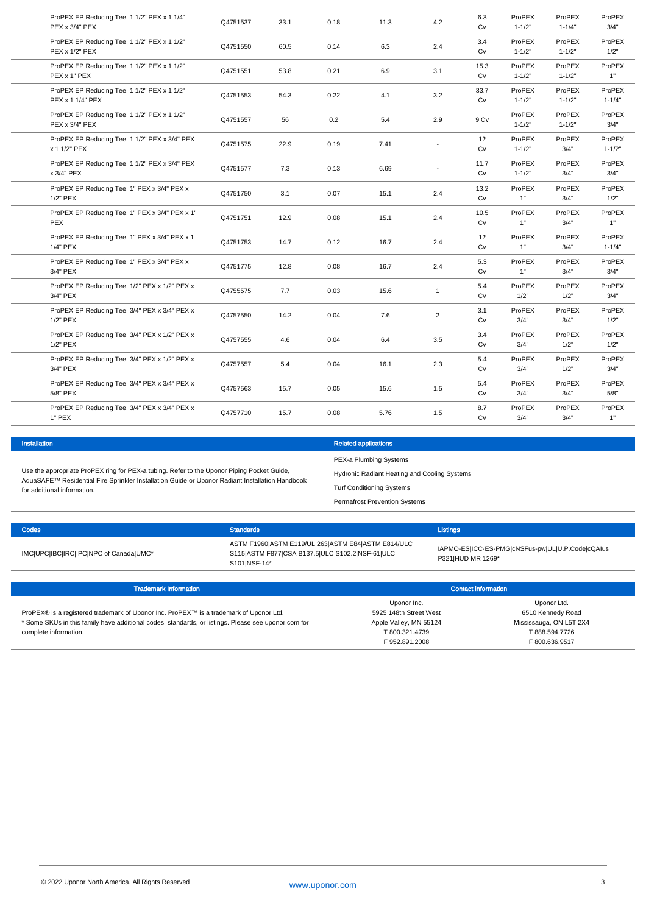| | | | | | | | | | |
|---|---|---|---|---|---|---|---|---|---|
| ProPEX EP Reducing Tee, 1 1/2" PEX x 1 1/4" PEX x 3/4" PEX | Q4751537 | 33.1 | 0.18 | 11.3 | 4.2 | 6.3 Cv | ProPEX 1-1/2" | ProPEX 1-1/4" | ProPEX 3/4" |
| ProPEX EP Reducing Tee, 1 1/2" PEX x 1 1/2" PEX x 1/2" PEX | Q4751550 | 60.5 | 0.14 | 6.3 | 2.4 | 3.4 Cv | ProPEX 1-1/2" | ProPEX 1-1/2" | ProPEX 1/2" |
| ProPEX EP Reducing Tee, 1 1/2" PEX x 1 1/2" PEX x 1" PEX | Q4751551 | 53.8 | 0.21 | 6.9 | 3.1 | 15.3 Cv | ProPEX 1-1/2" | ProPEX 1-1/2" | ProPEX 1" |
| ProPEX EP Reducing Tee, 1 1/2" PEX x 1 1/2" PEX x 1 1/4" PEX | Q4751553 | 54.3 | 0.22 | 4.1 | 3.2 | 33.7 Cv | ProPEX 1-1/2" | ProPEX 1-1/2" | ProPEX 1-1/4" |
| ProPEX EP Reducing Tee, 1 1/2" PEX x 1 1/2" PEX x 3/4" PEX | Q4751557 | 56 | 0.2 | 5.4 | 2.9 | 9 Cv | ProPEX 1-1/2" | ProPEX 1-1/2" | ProPEX 3/4" |
| ProPEX EP Reducing Tee, 1 1/2" PEX x 3/4" PEX x 1 1/2" PEX | Q4751575 | 22.9 | 0.19 | 7.41 | - | 12 Cv | ProPEX 1-1/2" | ProPEX 3/4" | ProPEX 1-1/2" |
| ProPEX EP Reducing Tee, 1 1/2" PEX x 3/4" PEX x 3/4" PEX | Q4751577 | 7.3 | 0.13 | 6.69 | - | 11.7 Cv | ProPEX 1-1/2" | ProPEX 3/4" | ProPEX 3/4" |
| ProPEX EP Reducing Tee, 1" PEX x 3/4" PEX x 1/2" PEX | Q4751750 | 3.1 | 0.07 | 15.1 | 2.4 | 13.2 Cv | ProPEX 1" | ProPEX 3/4" | ProPEX 1/2" |
| ProPEX EP Reducing Tee, 1" PEX x 3/4" PEX x 1" PEX | Q4751751 | 12.9 | 0.08 | 15.1 | 2.4 | 10.5 Cv | ProPEX 1" | ProPEX 3/4" | ProPEX 1" |
| ProPEX EP Reducing Tee, 1" PEX x 3/4" PEX x 1 1/4" PEX | Q4751753 | 14.7 | 0.12 | 16.7 | 2.4 | 12 Cv | ProPEX 1" | ProPEX 3/4" | ProPEX 1-1/4" |
| ProPEX EP Reducing Tee, 1" PEX x 3/4" PEX x 3/4" PEX | Q4751775 | 12.8 | 0.08 | 16.7 | 2.4 | 5.3 Cv | ProPEX 1" | ProPEX 3/4" | ProPEX 3/4" |
| ProPEX EP Reducing Tee, 1/2" PEX x 1/2" PEX x 3/4" PEX | Q4755575 | 7.7 | 0.03 | 15.6 | 1 | 5.4 Cv | ProPEX 1/2" | ProPEX 1/2" | ProPEX 3/4" |
| ProPEX EP Reducing Tee, 3/4" PEX x 3/4" PEX x 1/2" PEX | Q4757550 | 14.2 | 0.04 | 7.6 | 2 | 3.1 Cv | ProPEX 3/4" | ProPEX 3/4" | ProPEX 1/2" |
| ProPEX EP Reducing Tee, 3/4" PEX x 1/2" PEX x 1/2" PEX | Q4757555 | 4.6 | 0.04 | 6.4 | 3.5 | 3.4 Cv | ProPEX 3/4" | ProPEX 1/2" | ProPEX 1/2" |
| ProPEX EP Reducing Tee, 3/4" PEX x 1/2" PEX x 3/4" PEX | Q4757557 | 5.4 | 0.04 | 16.1 | 2.3 | 5.4 Cv | ProPEX 3/4" | ProPEX 1/2" | ProPEX 3/4" |
| ProPEX EP Reducing Tee, 3/4" PEX x 3/4" PEX x 5/8" PEX | Q4757563 | 15.7 | 0.05 | 15.6 | 1.5 | 5.4 Cv | ProPEX 3/4" | ProPEX 3/4" | ProPEX 5/8" |
| ProPEX EP Reducing Tee, 3/4" PEX x 3/4" PEX x 1" PEX | Q4757710 | 15.7 | 0.08 | 5.76 | 1.5 | 8.7 Cv | ProPEX 3/4" | ProPEX 3/4" | ProPEX 1" |

## Installation

Use the appropriate ProPEX ring for PEX-a tubing. Refer to the Uponor Piping Pocket Guide, AquaSAFE™ Residential Fire Sprinkler Installation Guide or Uponor Radiant Installation Handbook for additional information.

## Related applications

PEX-a Plumbing Systems

Hydronic Radiant Heating and Cooling Systems

Turf Conditioning Systems

Permafrost Prevention Systems

| Codes | Standards | Listings |
|---|---|---|
| IMC\|UPC\|IBC\|IRC\|IPC\|NPC of Canada\|UMC* | ASTM F1960\|ASTM E119/UL 263\|ASTM E84\|ASTM E814/ULC S115\|ASTM F877\|CSA B137.5\|ULC S102.2\|NSF-61\|ULC S101\|NSF-14* | IAPMO-ES\|ICC-ES-PMG\|cNSFus-pw\|UL\|U.P.Code\|cQAIus P321\|HUD MR 1269* |

## Trademark Information

ProPEX® is a registered trademark of Uponor Inc. ProPEX™ is a trademark of Uponor Ltd.
* Some SKUs in this family have additional codes, standards, or listings. Please see uponor.com for complete information.

## Contact information

Uponor Inc.
5925 148th Street West
Apple Valley, MN 55124
T 800.321.4739
F 952.891.2008

Uponor Ltd.
6510 Kennedy Road
Mississauga, ON L5T 2X4
T 888.594.7726
F 800.636.9517

© 2022 Uponor North America. All Rights Reserved

www.uponor.com